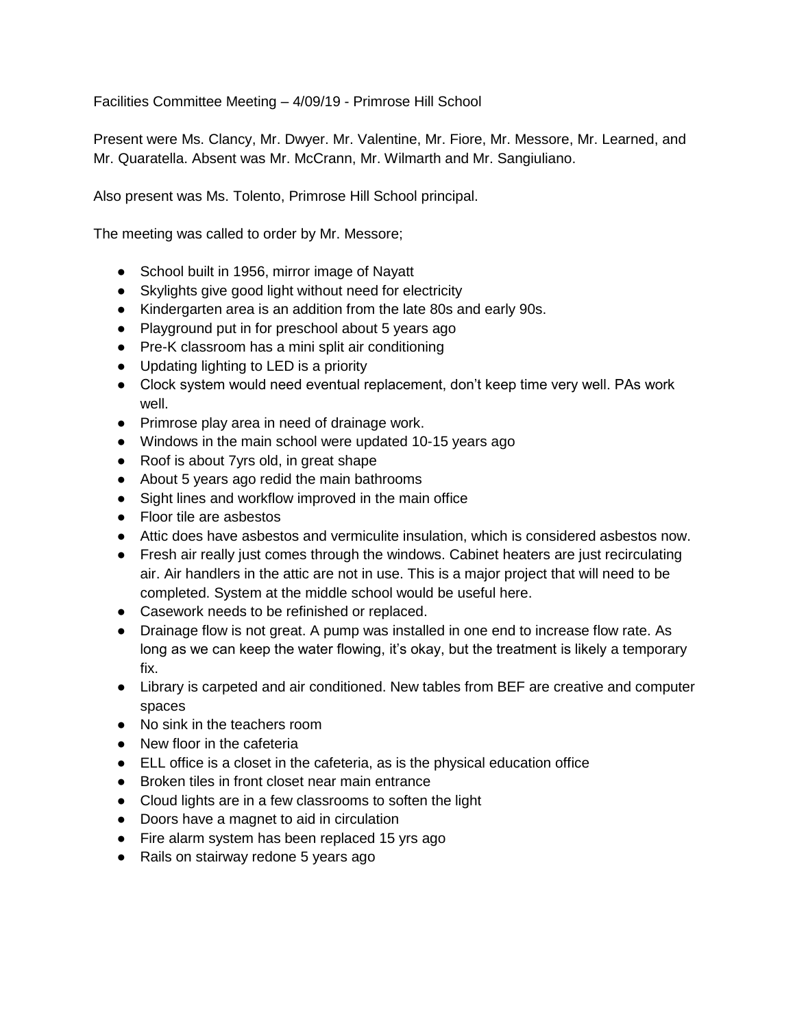Facilities Committee Meeting – 4/09/19 - Primrose Hill School

Present were Ms. Clancy, Mr. Dwyer. Mr. Valentine, Mr. Fiore, Mr. Messore, Mr. Learned, and Mr. Quaratella. Absent was Mr. McCrann, Mr. Wilmarth and Mr. Sangiuliano.

Also present was Ms. Tolento, Primrose Hill School principal.

The meeting was called to order by Mr. Messore;

- School built in 1956, mirror image of Nayatt
- Skylights give good light without need for electricity
- Kindergarten area is an addition from the late 80s and early 90s.
- Playground put in for preschool about 5 years ago
- Pre-K classroom has a mini split air conditioning
- Updating lighting to LED is a priority
- Clock system would need eventual replacement, don't keep time very well. PAs work well.
- Primrose play area in need of drainage work.
- Windows in the main school were updated 10-15 years ago
- Roof is about 7yrs old, in great shape
- About 5 years ago redid the main bathrooms
- Sight lines and workflow improved in the main office
- Floor tile are asbestos
- Attic does have asbestos and vermiculite insulation, which is considered asbestos now.
- Fresh air really just comes through the windows. Cabinet heaters are just recirculating air. Air handlers in the attic are not in use. This is a major project that will need to be completed. System at the middle school would be useful here.
- Casework needs to be refinished or replaced.
- Drainage flow is not great. A pump was installed in one end to increase flow rate. As long as we can keep the water flowing, it's okay, but the treatment is likely a temporary fix.
- Library is carpeted and air conditioned. New tables from BEF are creative and computer spaces
- No sink in the teachers room
- New floor in the cafeteria
- ELL office is a closet in the cafeteria, as is the physical education office
- Broken tiles in front closet near main entrance
- Cloud lights are in a few classrooms to soften the light
- Doors have a magnet to aid in circulation
- Fire alarm system has been replaced 15 yrs ago
- Rails on stairway redone 5 years ago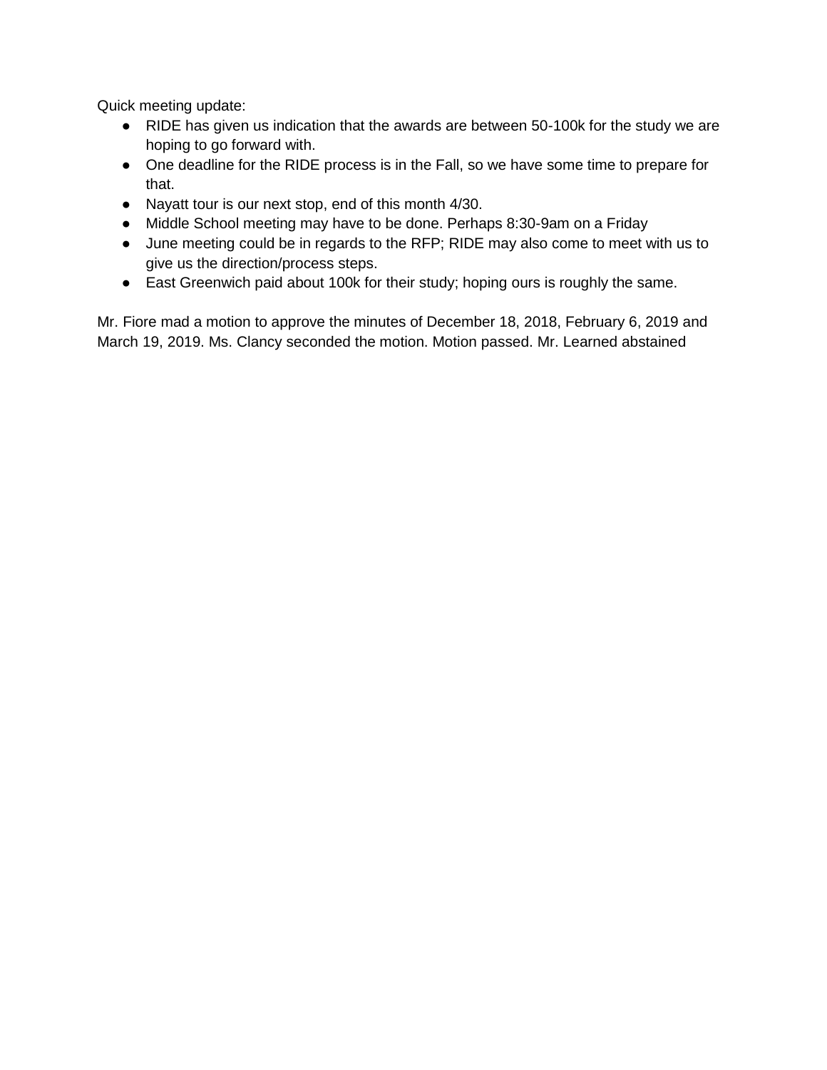Quick meeting update:

- RIDE has given us indication that the awards are between 50-100k for the study we are hoping to go forward with.
- One deadline for the RIDE process is in the Fall, so we have some time to prepare for that.
- Nayatt tour is our next stop, end of this month 4/30.
- Middle School meeting may have to be done. Perhaps 8:30-9am on a Friday
- June meeting could be in regards to the RFP; RIDE may also come to meet with us to give us the direction/process steps.
- East Greenwich paid about 100k for their study; hoping ours is roughly the same.

Mr. Fiore mad a motion to approve the minutes of December 18, 2018, February 6, 2019 and March 19, 2019. Ms. Clancy seconded the motion. Motion passed. Mr. Learned abstained